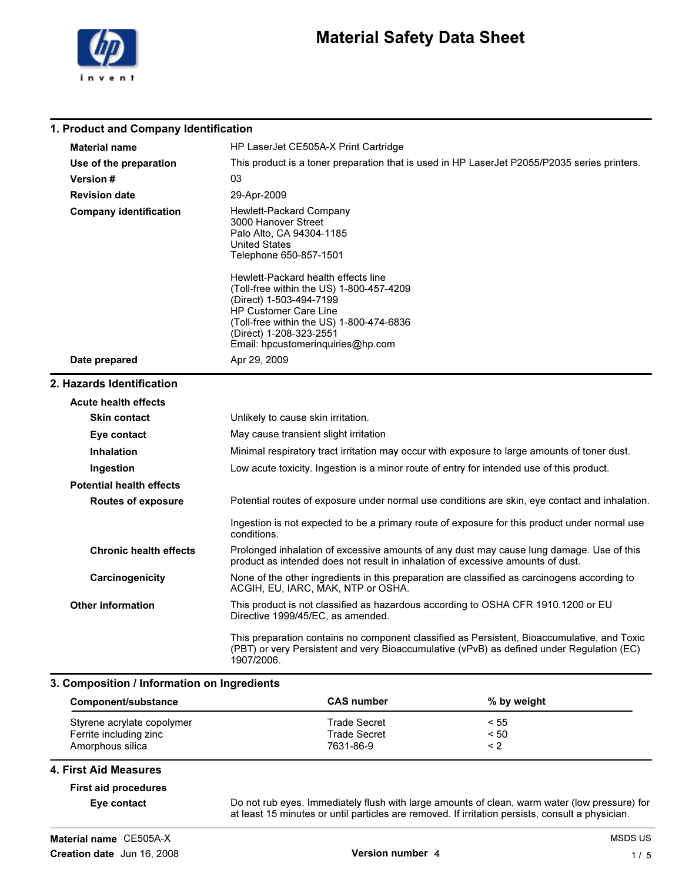# Material Safety Data Sheet

## 1. Product and Company Identification

**Material name** HP LaserJet CE505A-X Print Cartridge

**Use of the preparation** This product is a toner preparation that is used in HP LaserJet P2055/P2035 series printers.

**Version #** 03

**Revision date** 29-Apr-2009

**Company identification**
Hewlett-Packard Company
3000 Hanover Street
Palo Alto, CA 94304-1185
United States
Telephone 650-857-1501

Hewlett-Packard health effects line
(Toll-free within the US) 1-800-457-4209
(Direct) 1-503-494-7199
HP Customer Care Line
(Toll-free within the US) 1-800-474-6836
(Direct) 1-208-323-2551
Email: hpcustomerinquiries@hp.com

**Date prepared** Apr 29, 2009

## 2. Hazards Identification

### Acute health effects

**Skin contact** Unlikely to cause skin irritation.

**Eye contact** May cause transient slight irritation

**Inhalation** Minimal respiratory tract irritation may occur with exposure to large amounts of toner dust.

**Ingestion** Low acute toxicity. Ingestion is a minor route of entry for intended use of this product.

### Potential health effects

**Routes of exposure** Potential routes of exposure under normal use conditions are skin, eye contact and inhalation.

Ingestion is not expected to be a primary route of exposure for this product under normal use conditions.

**Chronic health effects** Prolonged inhalation of excessive amounts of any dust may cause lung damage. Use of this product as intended does not result in inhalation of excessive amounts of dust.

**Carcinogenicity** None of the other ingredients in this preparation are classified as carcinogens according to ACGIH, EU, IARC, MAK, NTP or OSHA.

**Other information** This product is not classified as hazardous according to OSHA CFR 1910.1200 or EU Directive 1999/45/EC, as amended.

This preparation contains no component classified as Persistent, Bioaccumulative, and Toxic (PBT) or very Persistent and very Bioaccumulative (vPvB) as defined under Regulation (EC) 1907/2006.

## 3. Composition / Information on Ingredients

| Component/substance | CAS number | % by weight |
|---|---|---|
| Styrene acrylate copolymer | Trade Secret | < 55 |
| Ferrite including zinc | Trade Secret | < 50 |
| Amorphous silica | 7631-86-9 | < 2 |

## 4. First Aid Measures

### First aid procedures

**Eye contact** Do not rub eyes. Immediately flush with large amounts of clean, warm water (low pressure) for at least 15 minutes or until particles are removed. If irritation persists, consult a physician.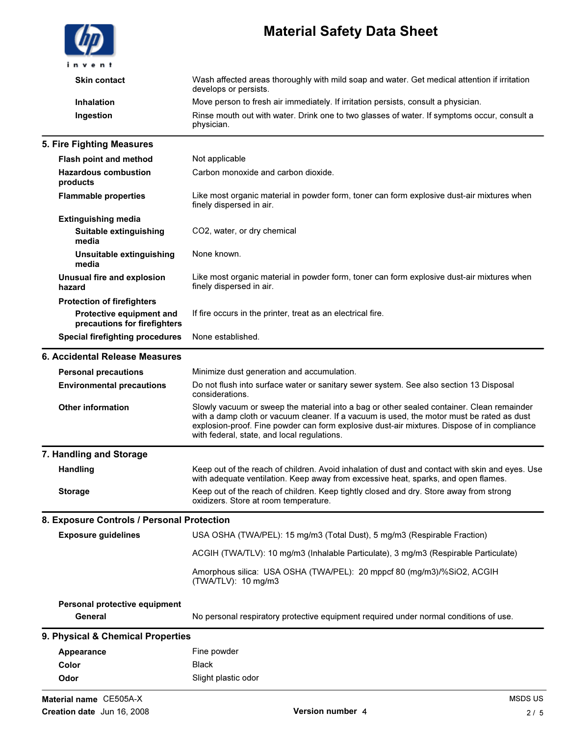| | |
|---|---|
| **Skin contact** | Wash affected areas thoroughly with mild soap and water. Get medical attention if irritation develops or persists. |
| **Inhalation** | Move person to fresh air immediately. If irritation persists, consult a physician. |
| **Ingestion** | Rinse mouth out with water. Drink one to two glasses of water. If symptoms occur, consult a physician. |

## 5. Fire Fighting Measures

| | |
|---|---|
| **Flash point and method** | Not applicable |
| **Hazardous combustion products** | Carbon monoxide and carbon dioxide. |
| **Flammable properties** | Like most organic material in powder form, toner can form explosive dust-air mixtures when finely dispersed in air. |
| **Extinguishing media** | |
| **Suitable extinguishing media** | $CO_2$, water, or dry chemical |
| **Unsuitable extinguishing media** | None known. |
| **Unusual fire and explosion hazard** | Like most organic material in powder form, toner can form explosive dust-air mixtures when finely dispersed in air. |
| **Protection of firefighters** | |
| **Protective equipment and precautions for firefighters** | If fire occurs in the printer, treat as an electrical fire. |
| **Special firefighting procedures** | None established. |

## 6. Accidental Release Measures

| | |
|---|---|
| **Personal precautions** | Minimize dust generation and accumulation. |
| **Environmental precautions** | Do not flush into surface water or sanitary sewer system. See also section 13 Disposal considerations. |
| **Other information** | Slowly vacuum or sweep the material into a bag or other sealed container. Clean remainder with a damp cloth or vacuum cleaner. If a vacuum is used, the motor must be rated as dust explosion-proof. Fine powder can form explosive dust-air mixtures. Dispose of in compliance with federal, state, and local regulations. |

## 7. Handling and Storage

| | |
|---|---|
| **Handling** | Keep out of the reach of children. Avoid inhalation of dust and contact with skin and eyes. Use with adequate ventilation. Keep away from excessive heat, sparks, and open flames. |
| **Storage** | Keep out of the reach of children. Keep tightly closed and dry. Store away from strong oxidizers. Store at room temperature. |

## 8. Exposure Controls / Personal Protection

| | |
|---|---|
| **Exposure guidelines** | USA OSHA (TWA/PEL): 15 mg/m3 (Total Dust), 5 mg/m3 (Respirable Fraction)<br><br>ACGIH (TWA/TLV): 10 mg/m3 (Inhalable Particulate), 3 mg/m3 (Respirable Particulate)<br><br>Amorphous silica: USA OSHA (TWA/PEL): 20 mppcf 80 (mg/m3)/%SiO2, ACGIH (TWA/TLV): 10 mg/m3 |
| **Personal protective equipment** | |
| **General** | No personal respiratory protective equipment required under normal conditions of use. |

## 9. Physical & Chemical Properties

| | |
|---|---|
| **Appearance** | Fine powder |
| **Color** | Black |
| **Odor** | Slight plastic odor |

**Material name** CE505A-X
**Creation date** Jun 16, 2008 **Version number** 4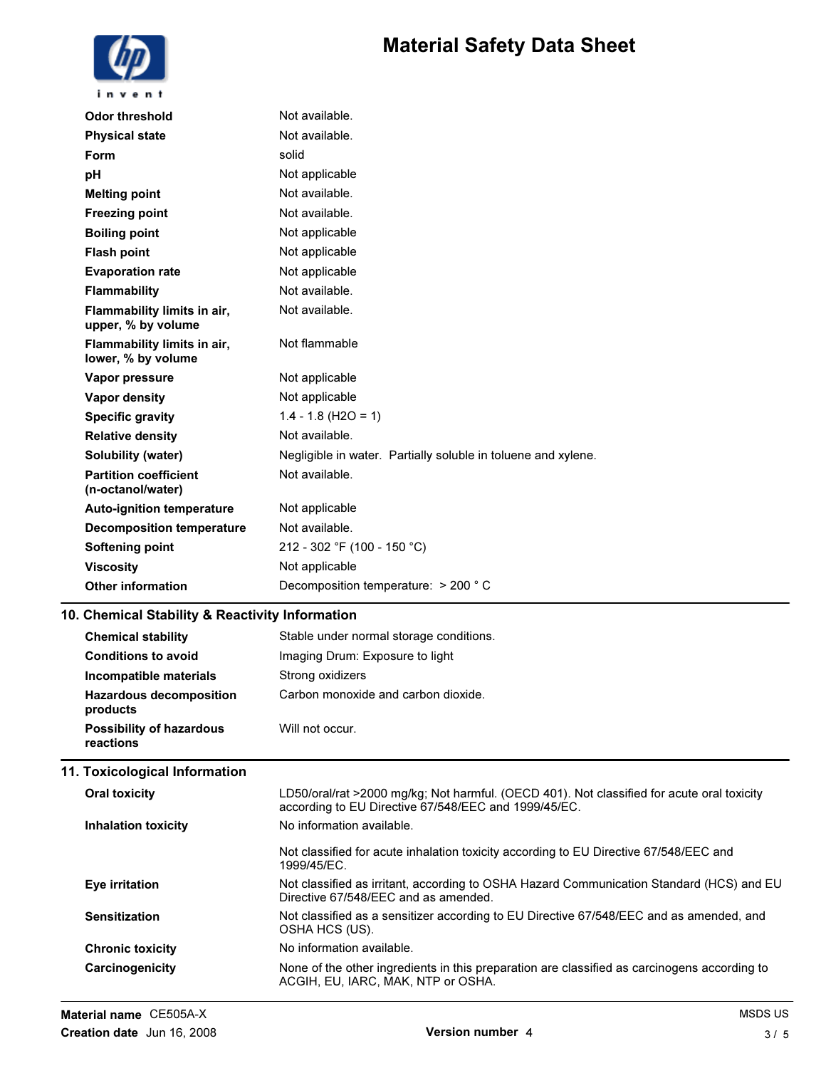| | |
|---|---|
| **Odor threshold** | Not available. |
| **Physical state** | Not available. |
| **Form** | solid |
| **pH** | Not applicable |
| **Melting point** | Not available. |
| **Freezing point** | Not available. |
| **Boiling point** | Not applicable |
| **Flash point** | Not applicable |
| **Evaporation rate** | Not applicable |
| **Flammability** | Not available. |
| **Flammability limits in air, upper, % by volume** | Not available. |
| **Flammability limits in air, lower, % by volume** | Not flammable |
| **Vapor pressure** | Not applicable |
| **Vapor density** | Not applicable |
| **Specific gravity** | 1.4 - 1.8 ($H_2O$ = 1) |
| **Relative density** | Not available. |
| **Solubility (water)** | Negligible in water. Partially soluble in toluene and xylene. |
| **Partition coefficient (n-octanol/water)** | Not available. |
| **Auto-ignition temperature** | Not applicable |
| **Decomposition temperature** | Not available. |
| **Softening point** | 212 - 302 °F (100 - 150 °C) |
| **Viscosity** | Not applicable |
| **Other information** | Decomposition temperature: > 200 ° C |

## 10. Chemical Stability & Reactivity Information

| | |
|---|---|
| **Chemical stability** | Stable under normal storage conditions. |
| **Conditions to avoid** | Imaging Drum: Exposure to light |
| **Incompatible materials** | Strong oxidizers |
| **Hazardous decomposition products** | Carbon monoxide and carbon dioxide. |
| **Possibility of hazardous reactions** | Will not occur. |

## 11. Toxicological Information

| | |
|---|---|
| **Oral toxicity** | LD50/oral/rat >2000 mg/kg; Not harmful. (OECD 401). Not classified for acute oral toxicity according to EU Directive 67/548/EEC and 1999/45/EC. |
| **Inhalation toxicity** | No information available.<br><br>Not classified for acute inhalation toxicity according to EU Directive 67/548/EEC and 1999/45/EC. |
| **Eye irritation** | Not classified as irritant, according to OSHA Hazard Communication Standard (HCS) and EU Directive 67/548/EEC and as amended. |
| **Sensitization** | Not classified as a sensitizer according to EU Directive 67/548/EEC and as amended, and OSHA HCS (US). |
| **Chronic toxicity** | No information available. |
| **Carcinogenicity** | None of the other ingredients in this preparation are classified as carcinogens according to ACGIH, EU, IARC, MAK, NTP or OSHA. |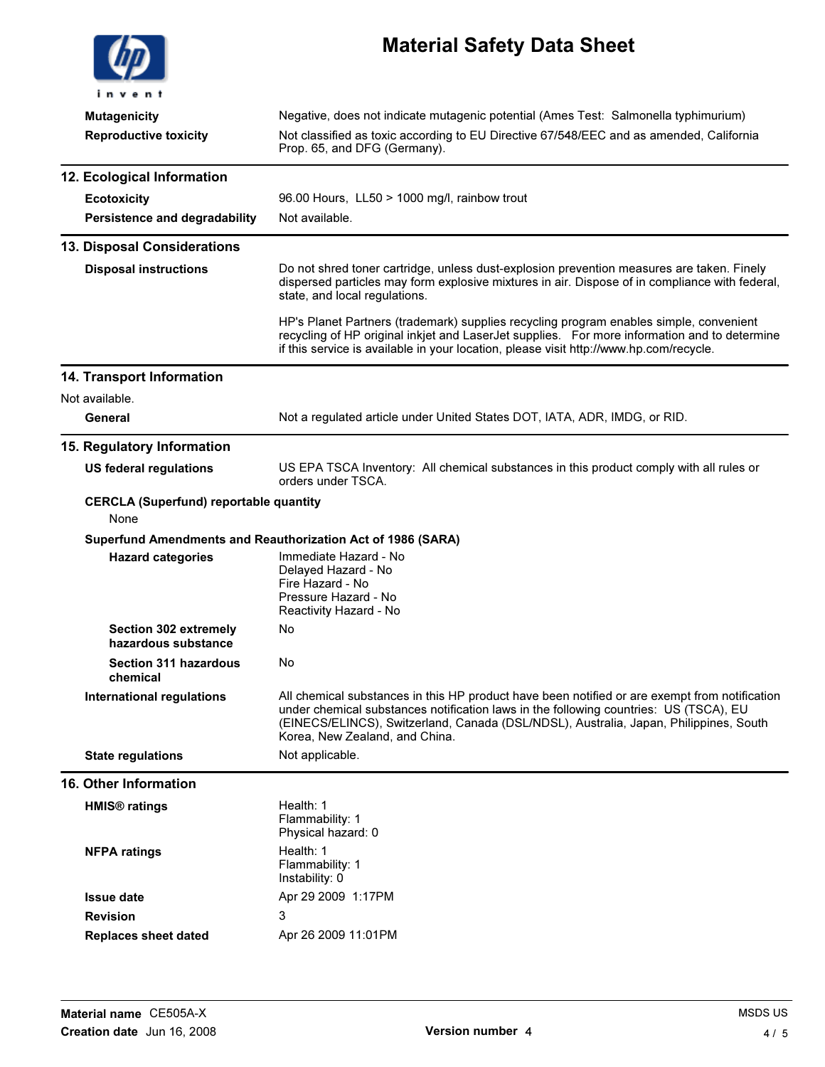| | |
|---|---|
| **Mutagenicity** | Negative, does not indicate mutagenic potential (Ames Test: Salmonella typhimurium) |
| **Reproductive toxicity** | Not classified as toxic according to EU Directive 67/548/EEC and as amended, California Prop. 65, and DFG (Germany). |

## 12. Ecological Information

| | |
|---|---|
| **Ecotoxicity** | 96.00 Hours, LL50 > 1000 mg/l, rainbow trout |
| **Persistence and degradability** | Not available. |

## 13. Disposal Considerations

**Disposal instructions**

Do not shred toner cartridge, unless dust-explosion prevention measures are taken. Finely dispersed particles may form explosive mixtures in air. Dispose of in compliance with federal, state, and local regulations.

HP's Planet Partners (trademark) supplies recycling program enables simple, convenient recycling of HP original inkjet and LaserJet supplies. For more information and to determine if this service is available in your location, please visit http://www.hp.com/recycle.

## 14. Transport Information

Not available.

| | |
|---|---|
| **General** | Not a regulated article under United States DOT, IATA, ADR, IMDG, or RID. |

## 15. Regulatory Information

| | |
|---|---|
| **US federal regulations** | US EPA TSCA Inventory: All chemical substances in this product comply with all rules or orders under TSCA. |

**CERCLA (Superfund) reportable quantity**

None

**Superfund Amendments and Reauthorization Act of 1986 (SARA)**

| | |
|---|---|
| **Hazard categories** | Immediate Hazard - No<br>Delayed Hazard - No<br>Fire Hazard - No<br>Pressure Hazard - No<br>Reactivity Hazard - No |
| **Section 302 extremely hazardous substance** | No |
| **Section 311 hazardous chemical** | No |
| **International regulations** | All chemical substances in this HP product have been notified or are exempt from notification under chemical substances notification laws in the following countries: US (TSCA), EU (EINECS/ELINCS), Switzerland, Canada (DSL/NDSL), Australia, Japan, Philippines, South Korea, New Zealand, and China. |
| **State regulations** | Not applicable. |

## 16. Other Information

| | |
|---|---|
| **HMIS® ratings** | Health: 1<br>Flammability: 1<br>Physical hazard: 0 |
| **NFPA ratings** | Health: 1<br>Flammability: 1<br>Instability: 0 |
| **Issue date** | Apr 29 2009 1:17PM |
| **Revision** | 3 |
| **Replaces sheet dated** | Apr 26 2009 11:01PM |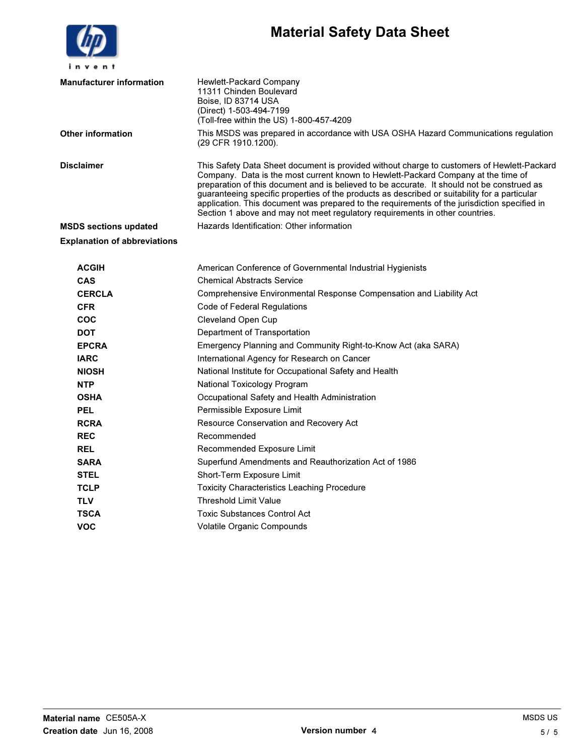# Material Safety Data Sheet

**Manufacturer information**

Hewlett-Packard Company
11311 Chinden Boulevard
Boise, ID 83714 USA
(Direct) 1-503-494-7199
(Toll-free within the US) 1-800-457-4209

**Other information**

This MSDS was prepared in accordance with USA OSHA Hazard Communications regulation (29 CFR 1910.1200).

**Disclaimer**

This Safety Data Sheet document is provided without charge to customers of Hewlett-Packard Company. Data is the most current known to Hewlett-Packard Company at the time of preparation of this document and is believed to be accurate. It should not be construed as guaranteeing specific properties of the products as described or suitability for a particular application. This document was prepared to the requirements of the jurisdiction specified in Section 1 above and may not meet regulatory requirements in other countries.

**MSDS sections updated**

Hazards Identification: Other information

**Explanation of abbreviations**

| | |
|---|---|
| **ACGIH** | American Conference of Governmental Industrial Hygienists |
| **CAS** | Chemical Abstracts Service |
| **CERCLA** | Comprehensive Environmental Response Compensation and Liability Act |
| **CFR** | Code of Federal Regulations |
| **COC** | Cleveland Open Cup |
| **DOT** | Department of Transportation |
| **EPCRA** | Emergency Planning and Community Right-to-Know Act (aka SARA) |
| **IARC** | International Agency for Research on Cancer |
| **NIOSH** | National Institute for Occupational Safety and Health |
| **NTP** | National Toxicology Program |
| **OSHA** | Occupational Safety and Health Administration |
| **PEL** | Permissible Exposure Limit |
| **RCRA** | Resource Conservation and Recovery Act |
| **REC** | Recommended |
| **REL** | Recommended Exposure Limit |
| **SARA** | Superfund Amendments and Reauthorization Act of 1986 |
| **STEL** | Short-Term Exposure Limit |
| **TCLP** | Toxicity Characteristics Leaching Procedure |
| **TLV** | Threshold Limit Value |
| **TSCA** | Toxic Substances Control Act |
| **VOC** | Volatile Organic Compounds |